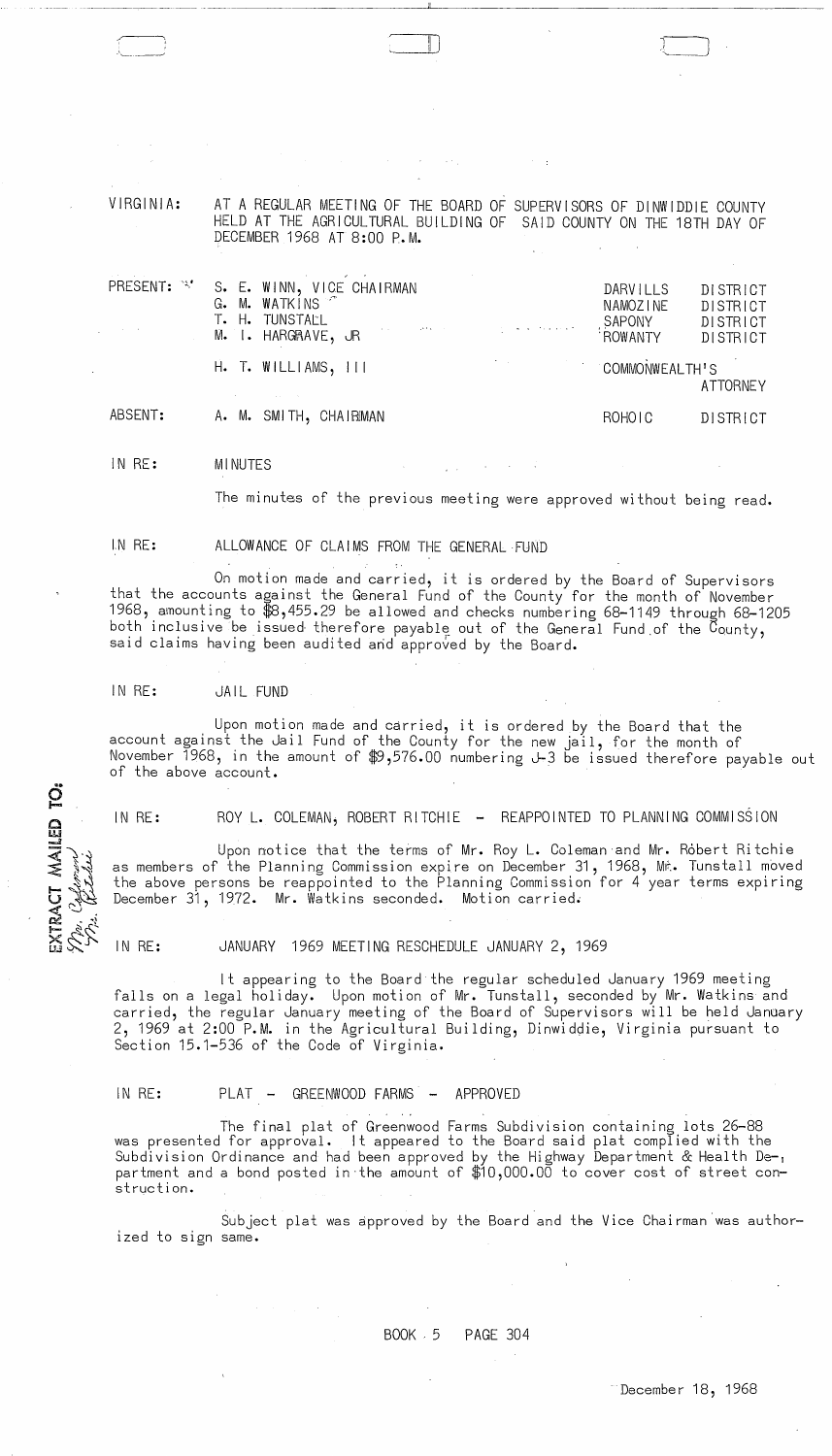VIRGINIA: AT A REGULAR MEETING OF THE BOARD OF SUPERVISORS OF DINWIDDIE COUNTY HELD AT THE AGRICULTURAL BUILDING OF SAID COUNTY ON THE 18TH DAY OF DECEMBER 1968 AT 8:00 P.M.

| | | | |
|---|---|---|---|
| PRESENT: | S. E. WINN, VICE CHAIRMAN | DARVILLS | DISTRICT |
| | G. M. WATKINS | NAMOZINE | DISTRICT |
| | T. H. TUNSTALL | SAPONY | DISTRICT |
| | M. I. HARGRAVE, JR | ROWANTY | DISTRICT |
| | H. T. WILLIAMS, III | COMMONWEALTH'S ATTORNEY | |
| ABSENT: | A. M. SMITH, CHAIRMAN | ROHOIC | DISTRICT |

IN RE: MINUTES

The minutes of the previous meeting were approved without being read.

IN RE: ALLOWANCE OF CLAIMS FROM THE GENERAL FUND

On motion made and carried, it is ordered by the Board of Supervisors that the accounts against the General Fund of the County for the month of November 1968, amounting to $8,455.29 be allowed and checks numbering 68-1149 through 68-1205 both inclusive be issued therefore payable out of the General Fund of the County, said claims having been audited and approved by the Board.

IN RE: JAIL FUND

Upon motion made and carried, it is ordered by the Board that the account against the Jail Fund of the County for the new jail, for the month of November 1968, in the amount of $9,576.00 numbering J-3 be issued therefore payable out of the above account.

EXTRACT MAILED TO: Mr. Coleman, Mr. Ritchie

IN RE: ROY L. COLEMAN, ROBERT RITCHIE - REAPPOINTED TO PLANNING COMMISSION

Upon notice that the terms of Mr. Roy L. Coleman and Mr. Robert Ritchie as members of the Planning Commission expire on December 31, 1968, Mr. Tunstall moved the above persons be reappointed to the Planning Commission for 4 year terms expiring December 31, 1972. Mr. Watkins seconded. Motion carried.

IN RE: JANUARY 1969 MEETING RESCHEDULE JANUARY 2, 1969

It appearing to the Board the regular scheduled January 1969 meeting falls on a legal holiday. Upon motion of Mr. Tunstall, seconded by Mr. Watkins and carried, the regular January meeting of the Board of Supervisors will be held January 2, 1969 at 2:00 P.M. in the Agricultural Building, Dinwiddie, Virginia pursuant to Section 15.1-536 of the Code of Virginia.

IN RE: PLAT - GREENWOOD FARMS - APPROVED

The final plat of Greenwood Farms Subdivision containing lots 26-88 was presented for approval. It appeared to the Board said plat complied with the Subdivision Ordinance and had been approved by the Highway Department & Health Department and a bond posted in the amount of $10,000.00 to cover cost of street construction.

Subject plat was approved by the Board and the Vice Chairman was authorized to sign same.

BOOK 5 PAGE 304

December 18, 1968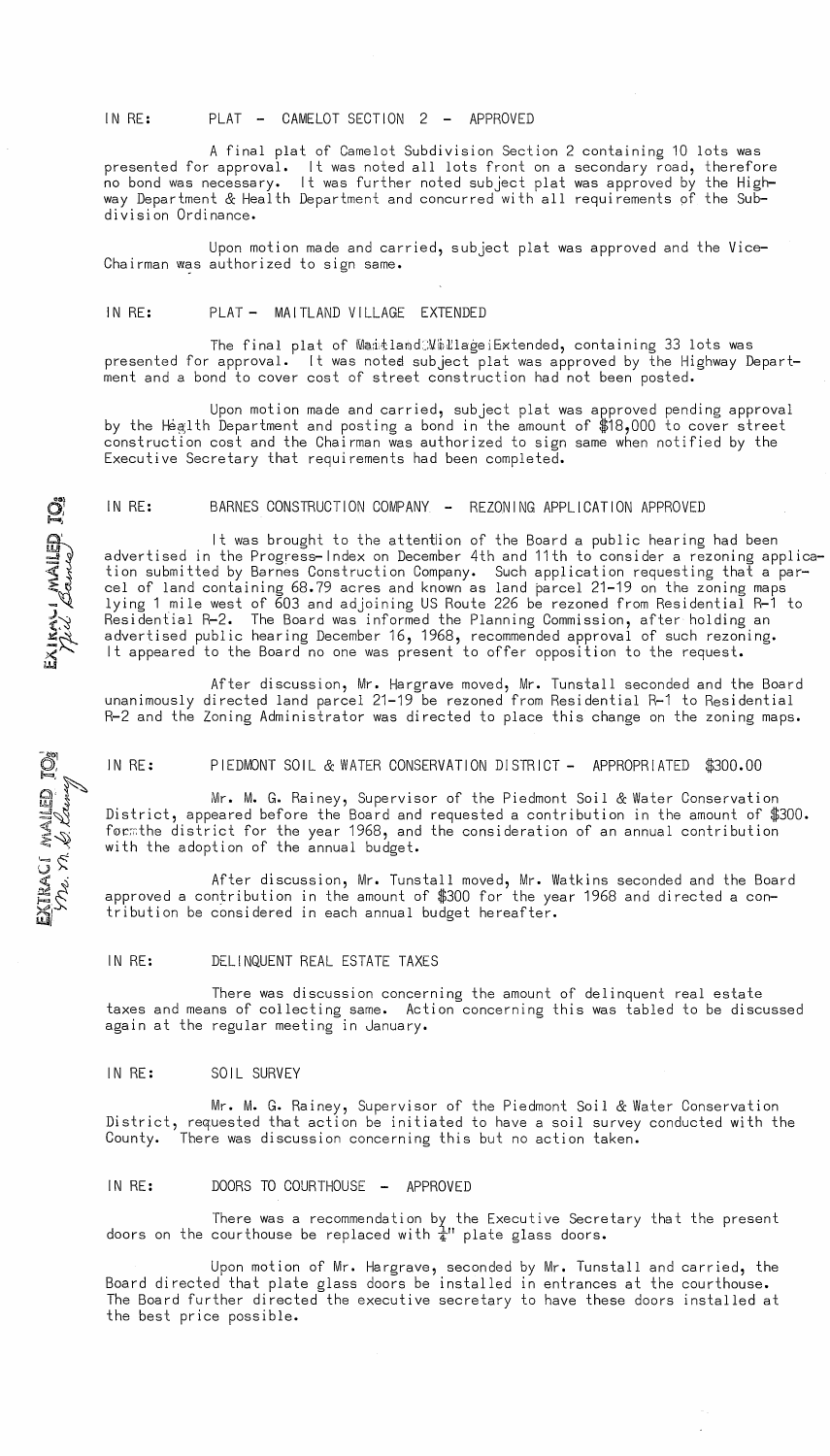IN RE: PLAT - CAMELOT SECTION 2 - APPROVED

A final plat of Camelot Subdivision Section 2 containing 10 lots was presented for approval. It was noted all lots front on a secondary road, therefore no bond was necessary. It was further noted subject plat was approved by the Highway Department & Health Department and concurred with all requirements of the Subdivision Ordinance.

Upon motion made and carried, subject plat was approved and the Vice-Chairman was authorized to sign same.

IN RE: PLAT - MAITLAND VILLAGE EXTENDED

The final plat of Maitland Village Extended, containing 33 lots was presented for approval. It was noted subject plat was approved by the Highway Department and a bond to cover cost of street construction had not been posted.

Upon motion made and carried, subject plat was approved pending approval by the Health Department and posting a bond in the amount of $18,000 to cover street construction cost and the Chairman was authorized to sign same when notified by the Executive Secretary that requirements had been completed.

EXTRACT MAILED TO: Neil Barnes

IN RE: BARNES CONSTRUCTION COMPANY - REZONING APPLICATION APPROVED

It was brought to the attention of the Board a public hearing had been advertised in the Progress-Index on December 4th and 11th to consider a rezoning application submitted by Barnes Construction Company. Such application requesting that a parcel of land containing 68.79 acres and known as land parcel 21-19 on the zoning maps lying 1 mile west of 603 and adjoining US Route 226 be rezoned from Residential R-1 to Residential R-2. The Board was informed the Planning Commission, after holding an advertised public hearing December 16, 1968, recommended approval of such rezoning. It appeared to the Board no one was present to offer opposition to the request.

After discussion, Mr. Hargrave moved, Mr. Tunstall seconded and the Board unanimously directed land parcel 21-19 be rezoned from Residential R-1 to Residential R-2 and the Zoning Administrator was directed to place this change on the zoning maps.

EXTRACT MAILED TO: Mr. M. G. Rainey

IN RE: PIEDMONT SOIL & WATER CONSERVATION DISTRICT - APPROPRIATED $300.00

Mr. M. G. Rainey, Supervisor of the Piedmont Soil & Water Conservation District, appeared before the Board and requested a contribution in the amount of $300. for the district for the year 1968, and the consideration of an annual contribution with the adoption of the annual budget.

After discussion, Mr. Tunstall moved, Mr. Watkins seconded and the Board approved a contribution in the amount of $300 for the year 1968 and directed a contribution be considered in each annual budget hereafter.

IN RE: DELINQUENT REAL ESTATE TAXES

There was discussion concerning the amount of delinquent real estate taxes and means of collecting same. Action concerning this was tabled to be discussed again at the regular meeting in January.

IN RE: SOIL SURVEY

Mr. M. G. Rainey, Supervisor of the Piedmont Soil & Water Conservation District, requested that action be initiated to have a soil survey conducted with the County. There was discussion concerning this but no action taken.

IN RE: DOORS TO COURTHOUSE - APPROVED

There was a recommendation by the Executive Secretary that the present doors on the courthouse be replaced with $\frac{1}{4}$" plate glass doors.

Upon motion of Mr. Hargrave, seconded by Mr. Tunstall and carried, the Board directed that plate glass doors be installed in entrances at the courthouse. The Board further directed the executive secretary to have these doors installed at the best price possible.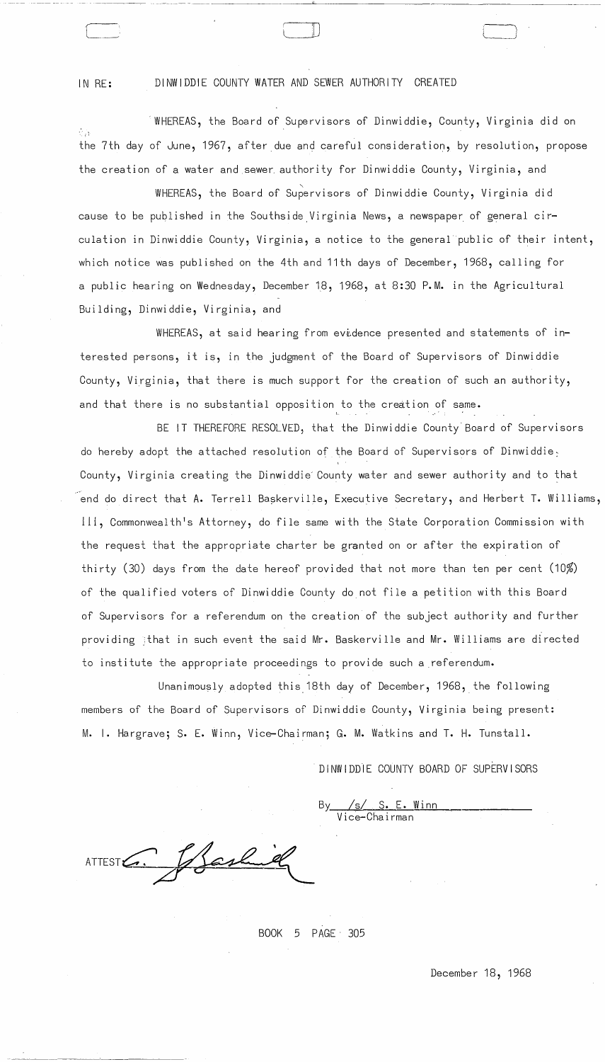IN RE: DINWIDDIE COUNTY WATER AND SEWER AUTHORITY CREATED

WHEREAS, the Board of Supervisors of Dinwiddie, County, Virginia did on the 7th day of June, 1967, after due and careful consideration, by resolution, propose the creation of a water and sewer authority for Dinwiddie County, Virginia, and

WHEREAS, the Board of Supervisors of Dinwiddie County, Virginia did cause to be published in the Southside Virginia News, a newspaper of general circulation in Dinwiddie County, Virginia, a notice to the general public of their intent, which notice was published on the 4th and 11th days of December, 1968, calling for a public hearing on Wednesday, December 18, 1968, at 8:30 P.M. in the Agricultural Building, Dinwiddie, Virginia, and

WHEREAS, at said hearing from evidence presented and statements of interested persons, it is, in the judgment of the Board of Supervisors of Dinwiddie County, Virginia, that there is much support for the creation of such an authority, and that there is no substantial opposition to the creation of same.

BE IT THEREFORE RESOLVED, that the Dinwiddie County Board of Supervisors do hereby adopt the attached resolution of the Board of Supervisors of Dinwiddie County, Virginia creating the Dinwiddie County water and sewer authority and to that end do direct that A. Terrell Baskerville, Executive Secretary, and Herbert T. Williams, III, Commonwealth's Attorney, do file same with the State Corporation Commission with the request that the appropriate charter be granted on or after the expiration of thirty (30) days from the date hereof provided that not more than ten per cent (10%) of the qualified voters of Dinwiddie County do not file a petition with this Board of Supervisors for a referendum on the creation of the subject authority and further providing that in such event the said Mr. Baskerville and Mr. Williams are directed to institute the appropriate proceedings to provide such a referendum.

Unanimously adopted this 18th day of December, 1968, the following members of the Board of Supervisors of Dinwiddie County, Virginia being present: M. I. Hargrave; S. E. Winn, Vice-Chairman; G. M. Watkins and T. H. Tunstall.

DINWIDDIE COUNTY BOARD OF SUPERVISORS

By /s/ S. E. Winn
Vice-Chairman

ATTEST: [signature]

BOOK 5 PAGE 305

December 18, 1968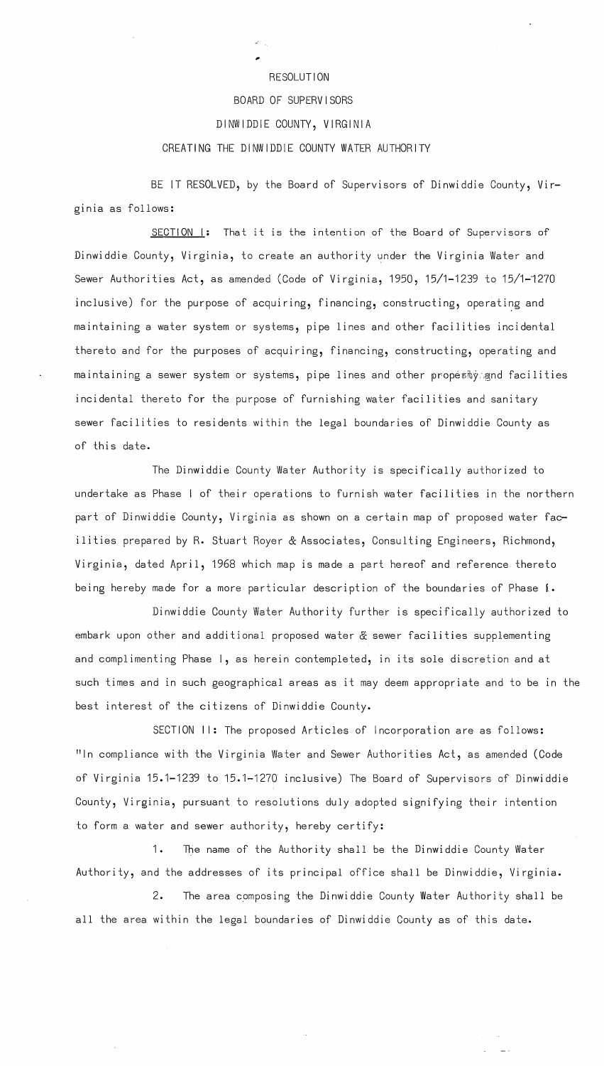RESOLUTION

BOARD OF SUPERVISORS

DINWIDDIE COUNTY, VIRGINIA

CREATING THE DINWIDDIE COUNTY WATER AUTHORITY

BE IT RESOLVED, by the Board of Supervisors of Dinwiddie County, Virginia as follows:

SECTION I: That it is the intention of the Board of Supervisors of Dinwiddie County, Virginia, to create an authority under the Virginia Water and Sewer Authorities Act, as amended (Code of Virginia, 1950, 15/1-1239 to 15/1-1270 inclusive) for the purpose of acquiring, financing, constructing, operating and maintaining a water system or systems, pipe lines and other facilities incidental thereto and for the purposes of acquiring, financing, constructing, operating and maintaining a sewer system or systems, pipe lines and other property and facilities incidental thereto for the purpose of furnishing water facilities and sanitary sewer facilities to residents within the legal boundaries of Dinwiddie County as of this date.

The Dinwiddie County Water Authority is specifically authorized to undertake as Phase I of their operations to furnish water facilities in the northern part of Dinwiddie County, Virginia as shown on a certain map of proposed water facilities prepared by R. Stuart Royer & Associates, Consulting Engineers, Richmond, Virginia, dated April, 1968 which map is made a part hereof and reference thereto being hereby made for a more particular description of the boundaries of Phase I.

Dinwiddie County Water Authority further is specifically authorized to embark upon other and additional proposed water & sewer facilities supplementing and complimenting Phase I, as herein contempleted, in its sole discretion and at such times and in such geographical areas as it may deem appropriate and to be in the best interest of the citizens of Dinwiddie County.

SECTION II: The proposed Articles of Incorporation are as follows: "In compliance with the Virginia Water and Sewer Authorities Act, as amended (Code of Virginia 15.1-1239 to 15.1-1270 inclusive) The Board of Supervisors of Dinwiddie County, Virginia, pursuant to resolutions duly adopted signifying their intention to form a water and sewer authority, hereby certify:

1. The name of the Authority shall be the Dinwiddie County Water Authority, and the addresses of its principal office shall be Dinwiddie, Virginia.

2. The area composing the Dinwiddie County Water Authority shall be all the area within the legal boundaries of Dinwiddie County as of this date.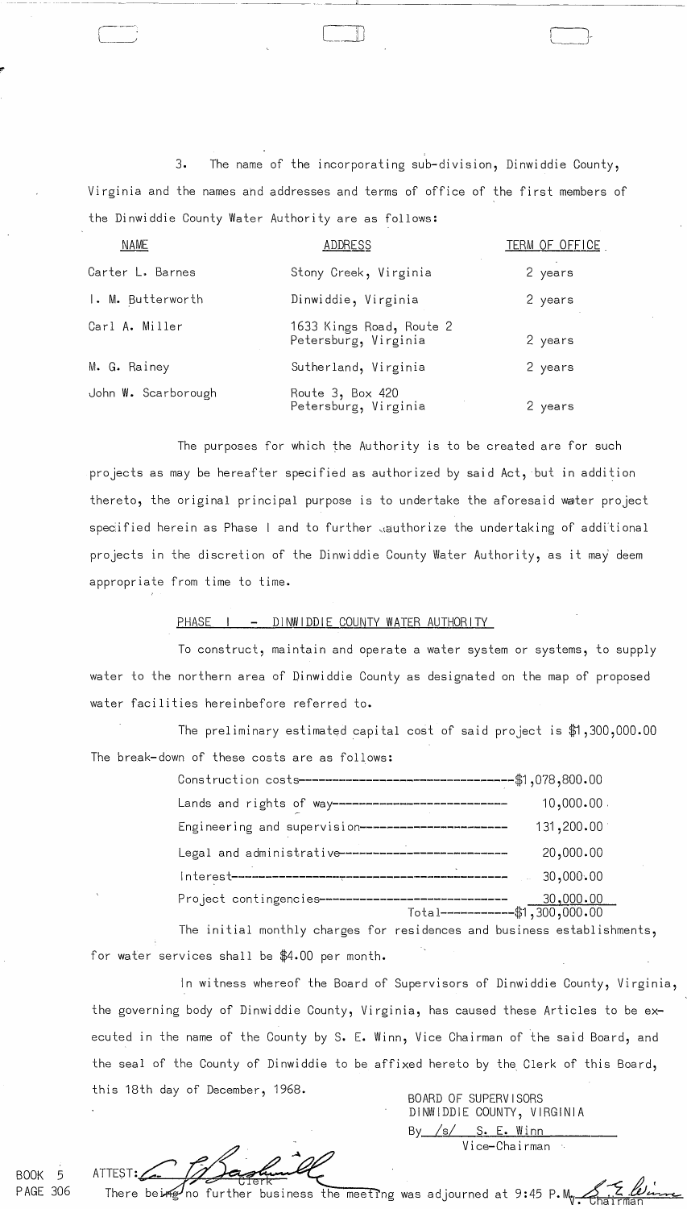3. The name of the incorporating sub-division, Dinwiddie County, Virginia and the names and addresses and terms of office of the first members of the Dinwiddie County Water Authority are as follows:

| NAME | ADDRESS | TERM OF OFFICE |
|---|---|---|
| Carter L. Barnes | Stony Creek, Virginia | 2 years |
| I. M. Butterworth | Dinwiddie, Virginia | 2 years |
| Carl A. Miller | 1633 Kings Road, Route 2 Petersburg, Virginia | 2 years |
| M. G. Rainey | Sutherland, Virginia | 2 years |
| John W. Scarborough | Route 3, Box 420 Petersburg, Virginia | 2 years |

The purposes for which the Authority is to be created are for such projects as may be hereafter specified as authorized by said Act, but in addition thereto, the original principal purpose is to undertake the aforesaid water project specified herein as Phase I and to further authorize the undertaking of additional projects in the discretion of the Dinwiddie County Water Authority, as it may deem appropriate from time to time.

PHASE I - DINWIDDIE COUNTY WATER AUTHORITY

To construct, maintain and operate a water system or systems, to supply water to the northern area of Dinwiddie County as designated on the map of proposed water facilities hereinbefore referred to.

The preliminary estimated capital cost of said project is $1,300,000.00 The break-down of these costs are as follows:

| | |
|---|---|
| Construction costs | $1,078,800.00 |
| Lands and rights of way | 10,000.00 |
| Engineering and supervision | 131,200.00 |
| Legal and administrative | 20,000.00 |
| Interest | 30,000.00 |
| Project contingencies | 30,000.00 |
| Total | $1,300,000.00 |

The initial monthly charges for residences and business establishments, for water services shall be $4.00 per month.

In witness whereof the Board of Supervisors of Dinwiddie County, Virginia, the governing body of Dinwiddie County, Virginia, has caused these Articles to be executed in the name of the County by S. E. Winn, Vice Chairman of the said Board, and the seal of the County of Dinwiddie to be affixed hereto by the Clerk of this Board, this 18th day of December, 1968.

BOARD OF SUPERVISORS
DINWIDDIE COUNTY, VIRGINIA
By /s/ S. E. Winn
Vice-Chairman

ATTEST: [signature]
Clerk

BOOK 5
PAGE 306

There being no further business the meeting was adjourned at 9:45 P.M. [signature] V. Chairman